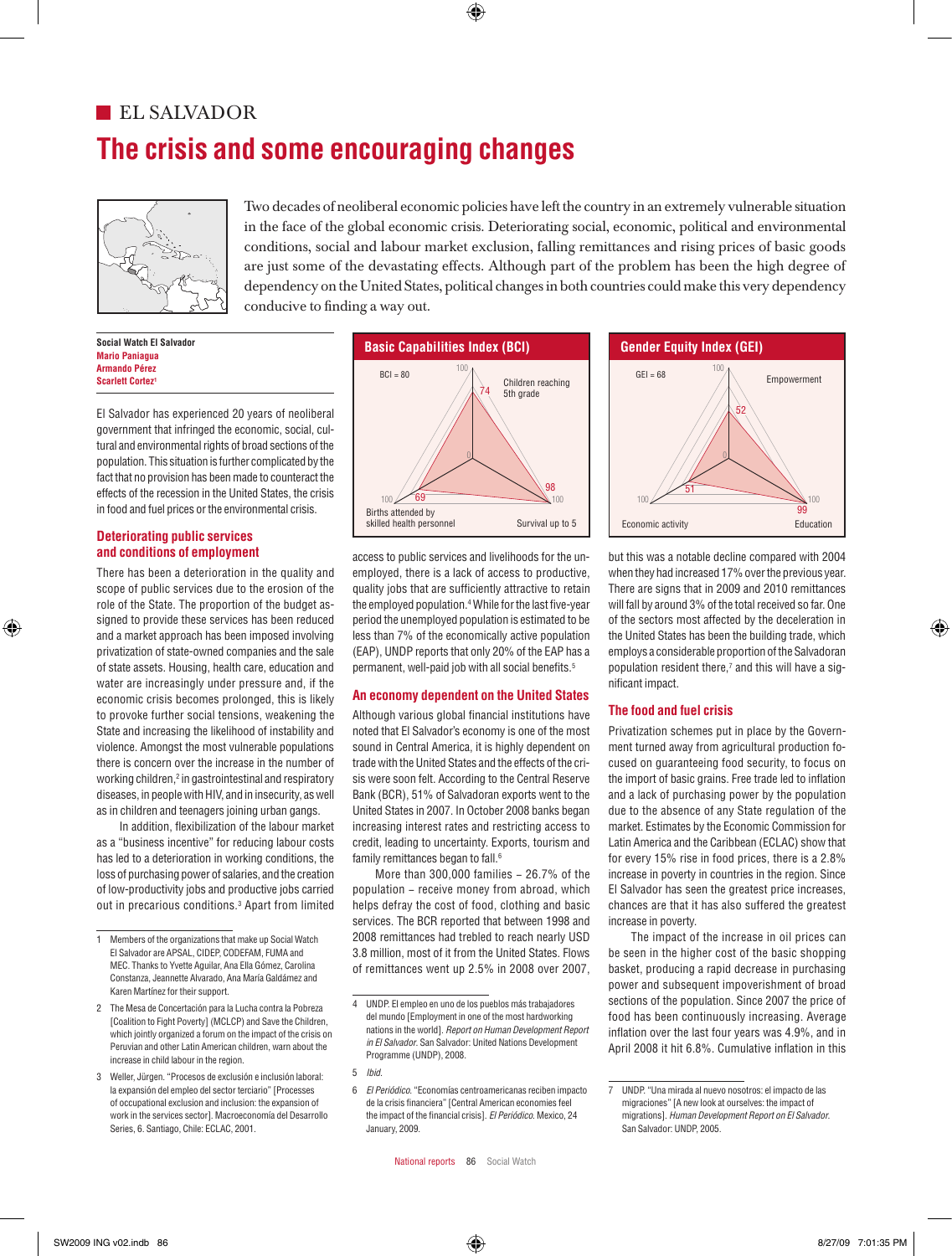## EL SALVADOR

# The crisis and some encouraging changes

Two decades of neoliberal economic policies have left the country in an extremely vulnerable situation in the face of the global economic crisis. Deteriorating social, economic, political and environmental conditions, social and labour market exclusion, falling remittances and rising prices of basic goods are just some of the devastating effects. Although part of the problem has been the high degree of dependency on the United States, political changes in both countries could make this very dependency conducive to finding a way out.

**Social Watch El Salvador**
**Mario Paniagua**
**Armando Pérez**
**Scarlett Cortez**[1]

**Basic Capabilities Index (BCI)**

BCI = 80

- Children reaching 5th grade: 74
- Survival up to 5: 98
- Births attended by skilled health personnel: 69

**Gender Equity Index (GEI)**

GEI = 68

- Empowerment: 52
- Education: 99
- Economic activity: 51

El Salvador has experienced 20 years of neoliberal government that infringed the economic, social, cultural and environmental rights of broad sections of the population. This situation is further complicated by the fact that no provision has been made to counteract the effects of the recession in the United States, the crisis in food and fuel prices or the environmental crisis.

### Deteriorating public services and conditions of employment

There has been a deterioration in the quality and scope of public services due to the erosion of the role of the State. The proportion of the budget assigned to provide these services has been reduced and a market approach has been imposed involving privatization of state-owned companies and the sale of state assets. Housing, health care, education and water are increasingly under pressure and, if the economic crisis becomes prolonged, this is likely to provoke further social tensions, weakening the State and increasing the likelihood of instability and violence. Amongst the most vulnerable populations there is concern over the increase in the number of working children,[2] in gastrointestinal and respiratory diseases, in people with HIV, and in insecurity, as well as in children and teenagers joining urban gangs.

In addition, flexibilization of the labour market as a "business incentive" for reducing labour costs has led to a deterioration in working conditions, the loss of purchasing power of salaries, and the creation of low-productivity jobs and productive jobs carried out in precarious conditions.[3] Apart from limited access to public services and livelihoods for the unemployed, there is a lack of access to productive, quality jobs that are sufficiently attractive to retain the employed population.[4] While for the last five-year period the unemployed population is estimated to be less than 7% of the economically active population (EAP), UNDP reports that only 20% of the EAP has a permanent, well-paid job with all social benefits.[5]

### An economy dependent on the United States

Although various global financial institutions have noted that El Salvador's economy is one of the most sound in Central America, it is highly dependent on trade with the United States and the effects of the crisis were soon felt. According to the Central Reserve Bank (BCR), 51% of Salvadoran exports went to the United States in 2007. In October 2008 banks began increasing interest rates and restricting access to credit, leading to uncertainty. Exports, tourism and family remittances began to fall.[6]

More than 300,000 families – 26.7% of the population – receive money from abroad, which helps defray the cost of food, clothing and basic services. The BCR reported that between 1998 and 2008 remittances had trebled to reach nearly USD 3.8 million, most of it from the United States. Flows of remittances went up 2.5% in 2008 over 2007, but this was a notable decline compared with 2004 when they had increased 17% over the previous year. There are signs that in 2009 and 2010 remittances will fall by around 3% of the total received so far. One of the sectors most affected by the deceleration in the United States has been the building trade, which employs a considerable proportion of the Salvadoran population resident there,[7] and this will have a significant impact.

### The food and fuel crisis

Privatization schemes put in place by the Government turned away from agricultural production focused on guaranteeing food security, to focus on the import of basic grains. Free trade led to inflation and a lack of purchasing power by the population due to the absence of any State regulation of the market. Estimates by the Economic Commission for Latin America and the Caribbean (ECLAC) show that for every 15% rise in food prices, there is a 2.8% increase in poverty in countries in the region. Since El Salvador has seen the greatest price increases, chances are that it has also suffered the greatest increase in poverty.

The impact of the increase in oil prices can be seen in the higher cost of the basic shopping basket, producing a rapid decrease in purchasing power and subsequent impoverishment of broad sections of the population. Since 2007 the price of food has been continuously increasing. Average inflation over the last four years was 4.9%, and in April 2008 it hit 6.8%. Cumulative inflation in this

---

1 Members of the organizations that make up Social Watch El Salvador are APSAL, CIDEP, CODEFAM, FUMA and MEC. Thanks to Yvette Aguilar, Ana Ella Gómez, Carolina Constanza, Jeannette Alvarado, Ana María Galdámez and Karen Martínez for their support.

2 The Mesa de Concertación para la Lucha contra la Pobreza [Coalition to Fight Poverty] (MCLCP) and Save the Children, which jointly organized a forum on the impact of the crisis on Peruvian and other Latin American children, warn about the increase in child labour in the region.

3 Weller, Jürgen. "Procesos de exclusión e inclusión laboral: la expansión del empleo del sector terciario" [Processes of occupational exclusion and inclusion: the expansion of work in the services sector]. Macroeconomía del Desarrollo Series, 6. Santiago, Chile: ECLAC, 2001.

4 UNDP. El empleo en uno de los pueblos más trabajadores del mundo [Employment in one of the most hardworking nations in the world]. *Report on Human Development Report in El Salvador.* San Salvador: United Nations Development Programme (UNDP), 2008.

5 *Ibid.*

6 *El Periódico.* "Economías centroamericanas reciben impacto de la crisis financiera" [Central American economies feel the impact of the financial crisis]. *El Periódico.* Mexico, 24 January, 2009.

7 UNDP. "Una mirada al nuevo nosotros: el impacto de las migraciones" [A new look at ourselves: the impact of migrations]. *Human Development Report on El Salvador.* San Salvador: UNDP, 2005.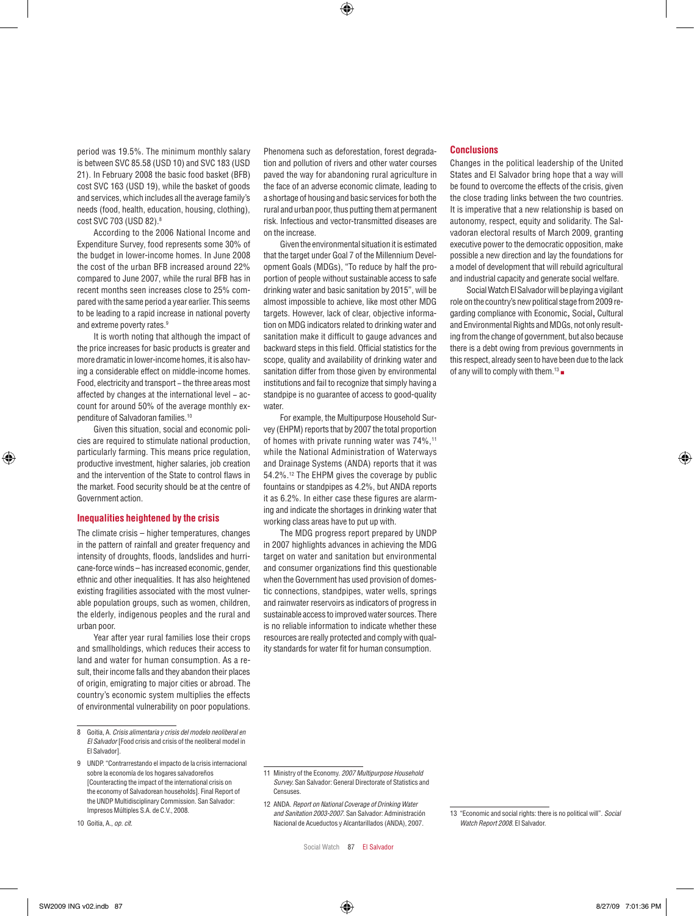period was 19.5%. The minimum monthly salary is between SVC 85.58 (USD 10) and SVC 183 (USD 21). In February 2008 the basic food basket (BFB) cost SVC 163 (USD 19), while the basket of goods and services, which includes all the average family's needs (food, health, education, housing, clothing), cost SVC 703 (USD 82).[8]

According to the 2006 National Income and Expenditure Survey, food represents some 30% of the budget in lower-income homes. In June 2008 the cost of the urban BFB increased around 22% compared to June 2007, while the rural BFB has in recent months seen increases close to 25% compared with the same period a year earlier. This seems to be leading to a rapid increase in national poverty and extreme poverty rates.[9]

It is worth noting that although the impact of the price increases for basic products is greater and more dramatic in lower-income homes, it is also having a considerable effect on middle-income homes. Food, electricity and transport – the three areas most affected by changes at the international level – account for around 50% of the average monthly expenditure of Salvadoran families.[10]

Given this situation, social and economic policies are required to stimulate national production, particularly farming. This means price regulation, productive investment, higher salaries, job creation and the intervention of the State to control flaws in the market. Food security should be at the centre of Government action.

## Inequalities heightened by the crisis

The climate crisis – higher temperatures, changes in the pattern of rainfall and greater frequency and intensity of droughts, floods, landslides and hurricane-force winds – has increased economic, gender, ethnic and other inequalities. It has also heightened existing fragilities associated with the most vulnerable population groups, such as women, children, the elderly, indigenous peoples and the rural and urban poor.

Year after year rural families lose their crops and smallholdings, which reduces their access to land and water for human consumption. As a result, their income falls and they abandon their places of origin, emigrating to major cities or abroad. The country's economic system multiplies the effects of environmental vulnerability on poor populations. Phenomena such as deforestation, forest degradation and pollution of rivers and other water courses paved the way for abandoning rural agriculture in the face of an adverse economic climate, leading to a shortage of housing and basic services for both the rural and urban poor, thus putting them at permanent risk. Infectious and vector-transmitted diseases are on the increase.

Given the environmental situation it is estimated that the target under Goal 7 of the Millennium Development Goals (MDGs), "To reduce by half the proportion of people without sustainable access to safe drinking water and basic sanitation by 2015", will be almost impossible to achieve, like most other MDG targets. However, lack of clear, objective information on MDG indicators related to drinking water and sanitation make it difficult to gauge advances and backward steps in this field. Official statistics for the scope, quality and availability of drinking water and sanitation differ from those given by environmental institutions and fail to recognize that simply having a standpipe is no guarantee of access to good-quality water.

For example, the Multipurpose Household Survey (EHPM) reports that by 2007 the total proportion of homes with private running water was 74%,[11] while the National Administration of Waterways and Drainage Systems (ANDA) reports that it was 54.2%.[12] The EHPM gives the coverage by public fountains or standpipes as 4.2%, but ANDA reports it as 6.2%. In either case these figures are alarming and indicate the shortages in drinking water that working class areas have to put up with.

The MDG progress report prepared by UNDP in 2007 highlights advances in achieving the MDG target on water and sanitation but environmental and consumer organizations find this questionable when the Government has used provision of domestic connections, standpipes, water wells, springs and rainwater reservoirs as indicators of progress in sustainable access to improved water sources. There is no reliable information to indicate whether these resources are really protected and comply with quality standards for water fit for human consumption.

## Conclusions

Changes in the political leadership of the United States and El Salvador bring hope that a way will be found to overcome the effects of the crisis, given the close trading links between the two countries. It is imperative that a new relationship is based on autonomy, respect, equity and solidarity. The Salvadoran electoral results of March 2009, granting executive power to the democratic opposition, make possible a new direction and lay the foundations for a model of development that will rebuild agricultural and industrial capacity and generate social welfare.

Social Watch El Salvador will be playing a vigilant role on the country's new political stage from 2009 regarding compliance with Economic, Social, Cultural and Environmental Rights and MDGs, not only resulting from the change of government, but also because there is a debt owing from previous governments in this respect, already seen to have been due to the lack of any will to comply with them.[13] ■

---

8 Goitia, A. *Crisis alimentaria y crisis del modelo neoliberal en El Salvador* [Food crisis and crisis of the neoliberal model in El Salvador].

9 UNDP. "Contrarrestando el impacto de la crisis internacional sobre la economía de los hogares salvadoreños [Counteracting the impact of the international crisis on the economy of Salvadorean households]. Final Report of the UNDP Multidisciplinary Commission. San Salvador: Impresos Múltiples S.A. de C.V., 2008.

10 Goitia, A., *op. cit.*

11 Ministry of the Economy. *2007 Multipurpose Household Survey*. San Salvador: General Directorate of Statistics and Censuses.

12 ANDA. *Report on National Coverage of Drinking Water and Sanitation 2003-2007*. San Salvador: Administración Nacional de Acueductos y Alcantarillados (ANDA), 2007.

13 "Economic and social rights: there is no political will". *Social Watch Report 2008*. El Salvador.